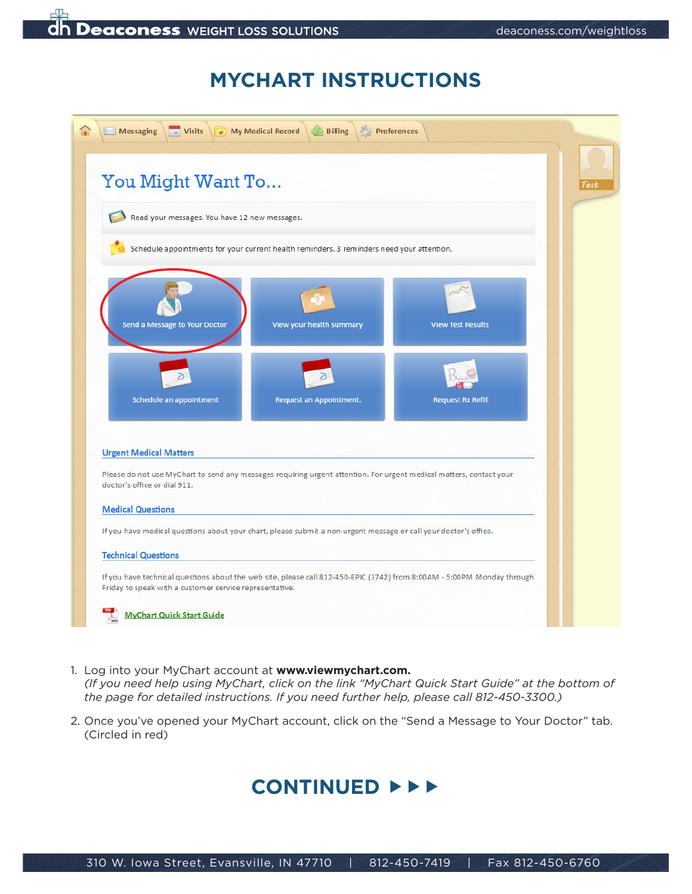# MYCHART INSTRUCTIONS

1. Log into your MyChart account at **www.viewmychart.com.**
   *(If you need help using MyChart, click on the link "MyChart Quick Start Guide" at the bottom of the page for detailed instructions. If you need further help, please call 812-450-3300.)*

2. Once you've opened your MyChart account, click on the "Send a Message to Your Doctor" tab. (Circled in red)

## CONTINUED ▶▶▶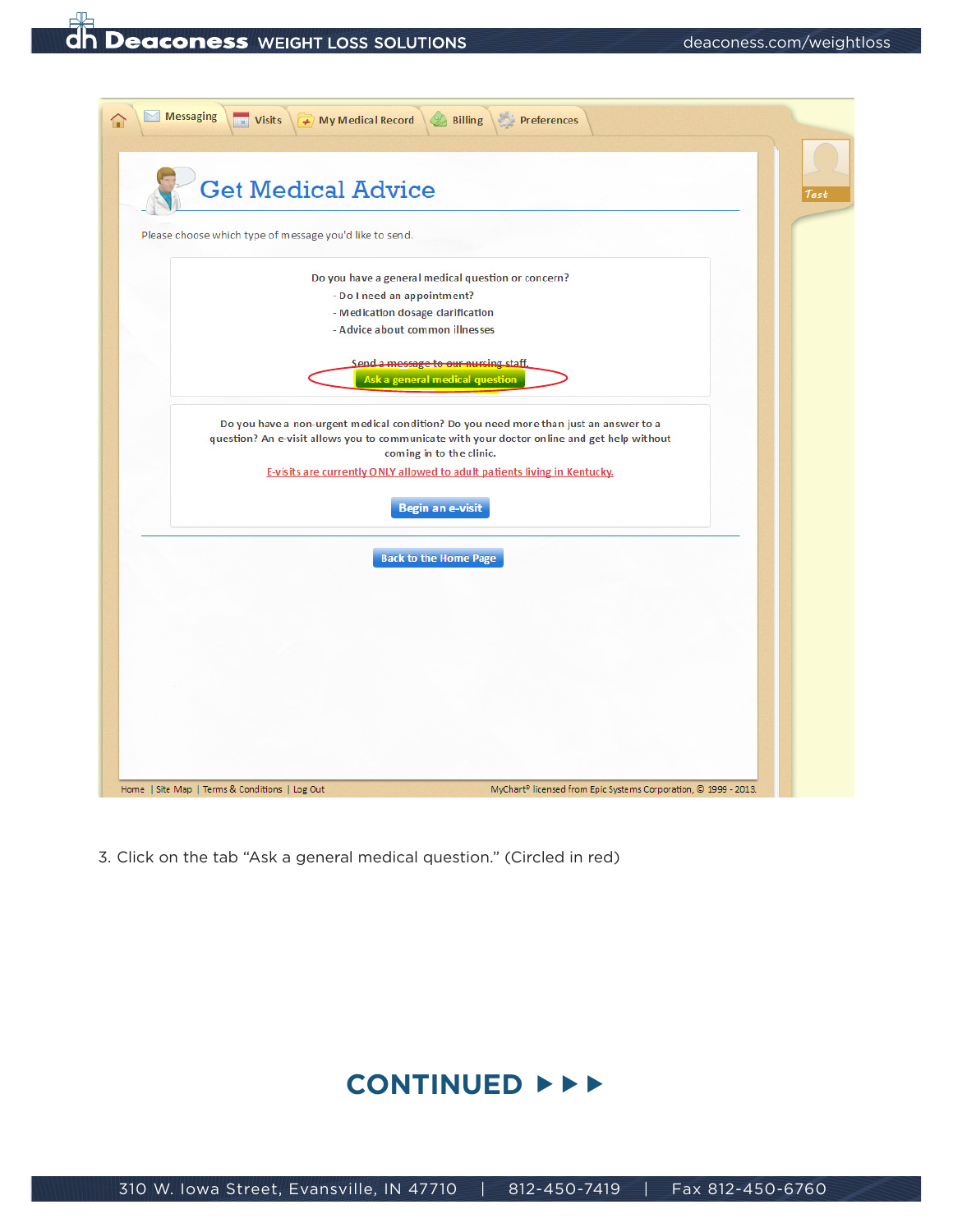Messaging | Visits | My Medical Record | Billing | Preferences

# Get Medical Advice

Please choose which type of message you'd like to send.

Do you have a general medical question or concern?
- Do I need an appointment?
- Medication dosage clarification
- Advice about common illnesses

Send a message to our nursing staff.

**Ask a general medical question**

Do you have a non-urgent medical condition? Do you need more than just an answer to a question? An e-visit allows you to communicate with your doctor online and get help without coming in to the clinic.

E-visits are currently ONLY allowed to adult patients living in Kentucky.

**Begin an e-visit**

**Back to the Home Page**

Home | Site Map | Terms & Conditions | Log Out

MyChart® licensed from Epic Systems Corporation, © 1999 - 2013.

3. Click on the tab "Ask a general medical question." (Circled in red)

**CONTINUED ▶ ▶ ▶**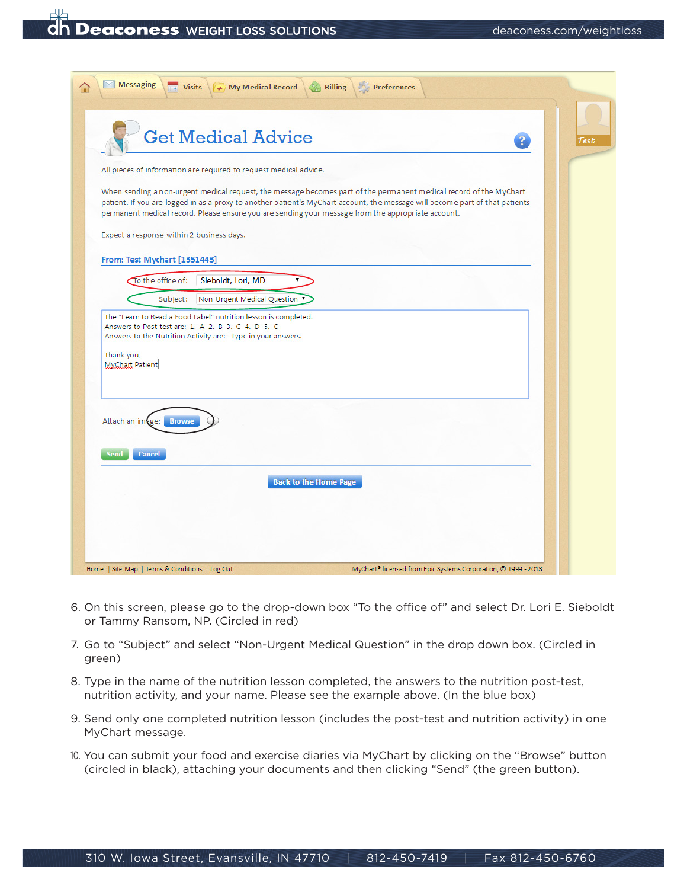Get Medical Advice

All pieces of information are required to request medical advice.

When sending a non-urgent medical request, the message becomes part of the permanent medical record of the MyChart patient. If you are logged in as a proxy to another patient's MyChart account, the message will become part of that patients permanent medical record. Please ensure you are sending your message from the appropriate account.

Expect a response within 2 business days.

From: Test Mychart [1351443]

To the office of: Sieboldt, Lori, MD

Subject: Non-Urgent Medical Question

The "Learn to Read a Food Label" nutrition lesson is completed.
Answers to Post-test are: 1. A 2. B 3. C 4. D 5. C
Answers to the Nutrition Activity are: Type in your answers.

Thank you,
MyChart Patient

Attach an image: Browse

Send Cancel

Back to the Home Page

6. On this screen, please go to the drop-down box “To the office of” and select Dr. Lori E. Sieboldt or Tammy Ransom, NP. (Circled in red)
7. Go to “Subject” and select “Non-Urgent Medical Question” in the drop down box. (Circled in green)
8. Type in the name of the nutrition lesson completed, the answers to the nutrition post-test, nutrition activity, and your name. Please see the example above. (In the blue box)
9. Send only one completed nutrition lesson (includes the post-test and nutrition activity) in one MyChart message.
10. You can submit your food and exercise diaries via MyChart by clicking on the “Browse” button (circled in black), attaching your documents and then clicking “Send” (the green button).